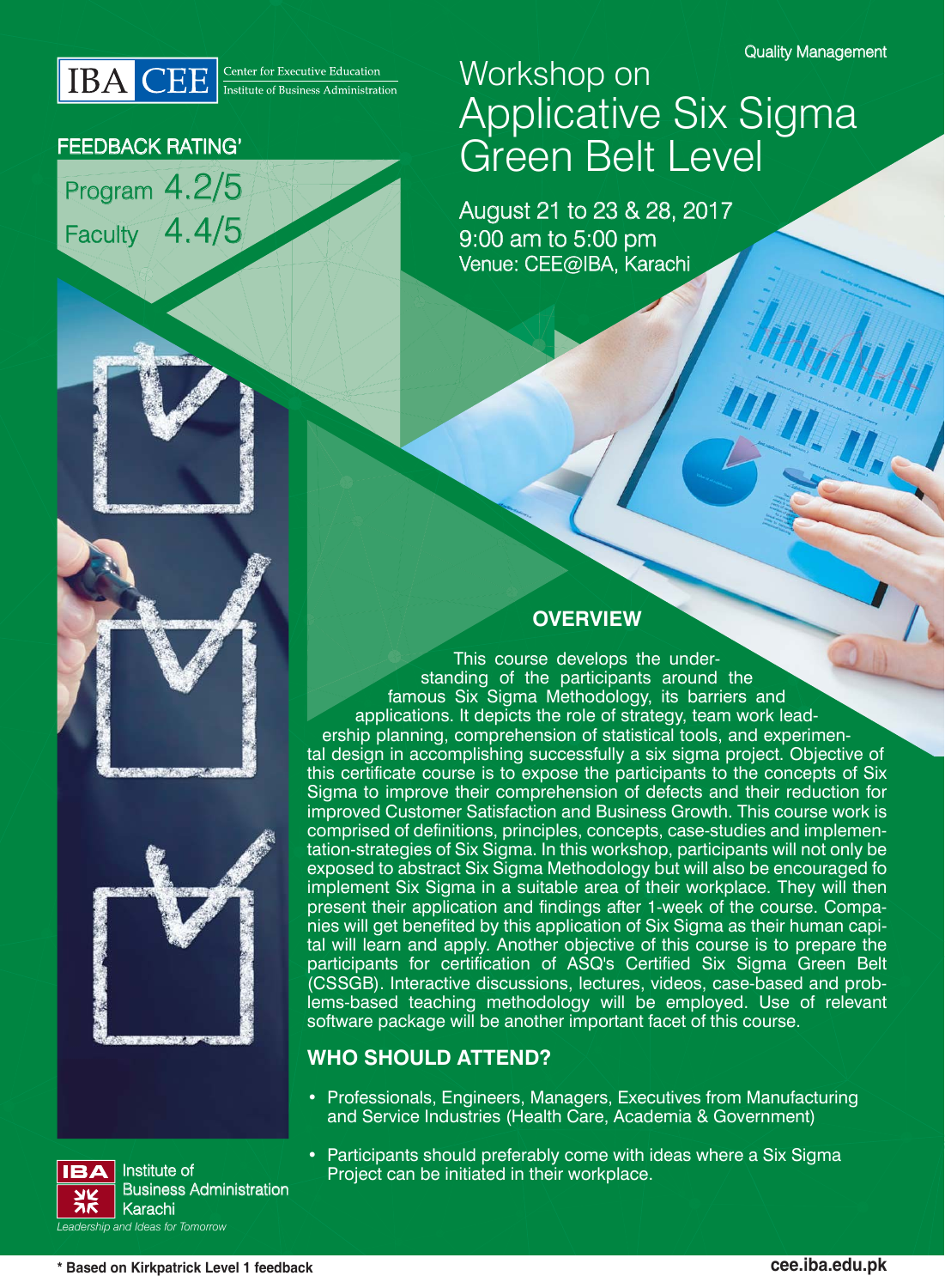IBA CEE Center for Executive Education Institute of Business Administration

Quality Management

# Workshop on Applicative Six Sigma Green Belt Level

August 21 to 23 & 28, 2017
9:00 am to 5:00 pm
Venue: CEE@IBA, Karachi

**FEEDBACK RATING***

Program 4.2/5

Faculty 4.4/5

## OVERVIEW

This course develops the understanding of the participants around the famous Six Sigma Methodology, its barriers and applications. It depicts the role of strategy, team work leadership planning, comprehension of statistical tools, and experimental design in accomplishing successfully a six sigma project. Objective of this certificate course is to expose the participants to the concepts of Six Sigma to improve their comprehension of defects and their reduction for improved Customer Satisfaction and Business Growth. This course work is comprised of definitions, principles, concepts, case-studies and implementation-strategies of Six Sigma. In this workshop, participants will not only be exposed to abstract Six Sigma Methodology but will also be encouraged fo implement Six Sigma in a suitable area of their workplace. They will then present their application and findings after 1-week of the course. Companies will get benefited by this application of Six Sigma as their human capital will learn and apply. Another objective of this course is to prepare the participants for certification of ASQ's Certified Six Sigma Green Belt (CSSGB). Interactive discussions, lectures, videos, case-based and problems-based teaching methodology will be employed. Use of relevant software package will be another important facet of this course.

## WHO SHOULD ATTEND?

- Professionals, Engineers, Managers, Executives from Manufacturing and Service Industries (Health Care, Academia & Government)
- Participants should preferably come with ideas where a Six Sigma Project can be initiated in their workplace.

IBA Institute of Business Administration Karachi
*Leadership and Ideas for Tomorrow*

**\* Based on Kirkpatrick Level 1 feedback**

**cee.iba.edu.pk**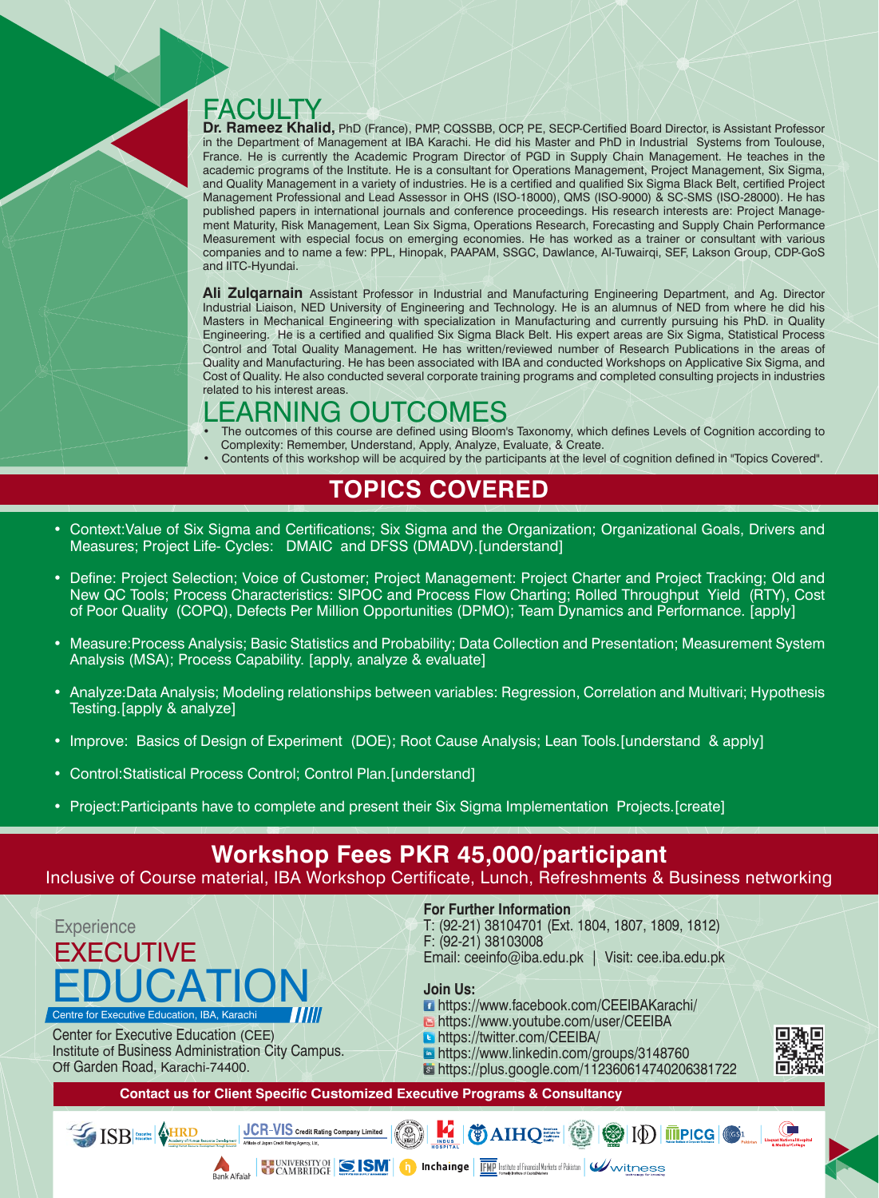## FACULTY

**Dr. Rameez Khalid,** PhD (France), PMP, CQSSBB, OCP, PE, SECP-Certified Board Director, is Assistant Professor in the Department of Management at IBA Karachi. He did his Master and PhD in Industrial Systems from Toulouse, France. He is currently the Academic Program Director of PGD in Supply Chain Management. He teaches in the academic programs of the Institute. He is a consultant for Operations Management, Project Management, Six Sigma, and Quality Management in a variety of industries. He is a certified and qualified Six Sigma Black Belt, certified Project Management Professional and Lead Assessor in OHS (ISO-18000), QMS (ISO-9000) & SC-SMS (ISO-28000). He has published papers in international journals and conference proceedings. His research interests are: Project Management Maturity, Risk Management, Lean Six Sigma, Operations Research, Forecasting and Supply Chain Performance Measurement with especial focus on emerging economies. He has worked as a trainer or consultant with various companies and to name a few: PPL, Hinopak, PAAPAM, SSGC, Dawlance, Al-Tuwairqi, SEF, Lakson Group, CDP-GoS and IITC-Hyundai.

**Ali Zulqarnain** Assistant Professor in Industrial and Manufacturing Engineering Department, and Ag. Director Industrial Liaison, NED University of Engineering and Technology. He is an alumnus of NED from where he did his Masters in Mechanical Engineering with specialization in Manufacturing and currently pursuing his PhD. in Quality Engineering. He is a certified and qualified Six Sigma Black Belt. His expert areas are Six Sigma, Statistical Process Control and Total Quality Management. He has written/reviewed number of Research Publications in the areas of Quality and Manufacturing. He has been associated with IBA and conducted Workshops on Applicative Six Sigma, and Cost of Quality. He also conducted several corporate training programs and completed consulting projects in industries related to his interest areas.

## LEARNING OUTCOMES

- The outcomes of this course are defined using Bloom's Taxonomy, which defines Levels of Cognition according to Complexity: Remember, Understand, Apply, Analyze, Evaluate, & Create.
- Contents of this workshop will be acquired by the participants at the level of cognition defined in "Topics Covered".

## TOPICS COVERED

- Context:Value of Six Sigma and Certifications; Six Sigma and the Organization; Organizational Goals, Drivers and Measures; Project Life- Cycles: DMAIC and DFSS (DMADV).[understand]
- Define: Project Selection; Voice of Customer; Project Management: Project Charter and Project Tracking; Old and New QC Tools; Process Characteristics: SIPOC and Process Flow Charting; Rolled Throughput Yield (RTY), Cost of Poor Quality (COPQ), Defects Per Million Opportunities (DPMO); Team Dynamics and Performance. [apply]
- Measure:Process Analysis; Basic Statistics and Probability; Data Collection and Presentation; Measurement System Analysis (MSA); Process Capability. [apply, analyze & evaluate]
- Analyze:Data Analysis; Modeling relationships between variables: Regression, Correlation and Multivari; Hypothesis Testing.[apply & analyze]
- Improve: Basics of Design of Experiment (DOE); Root Cause Analysis; Lean Tools.[understand & apply]
- Control:Statistical Process Control; Control Plan.[understand]
- Project:Participants have to complete and present their Six Sigma Implementation Projects.[create]

## Workshop Fees PKR 45,000/participant

Inclusive of Course material, IBA Workshop Certificate, Lunch, Refreshments & Business networking

Experience
EXECUTIVE
EDUCATION
Centre for Executive Education, IBA, Karachi

Center for Executive Education (CEE)
Institute of Business Administration City Campus.
Off Garden Road, Karachi-74400.

**For Further Information**
T: (92-21) 38104701 (Ext. 1804, 1807, 1809, 1812)
F: (92-21) 38103008
Email: ceeinfo@iba.edu.pk | Visit: cee.iba.edu.pk

**Join Us:**
https://www.facebook.com/CEEIBAKarachi/
https://www.youtube.com/user/CEEIBA
https://twitter.com/CEEIBA/
https://www.linkedin.com/groups/3148760
https://plus.google.com/112360614740206381722

**Contact us for Client Specific Customized Executive Programs & Consultancy**